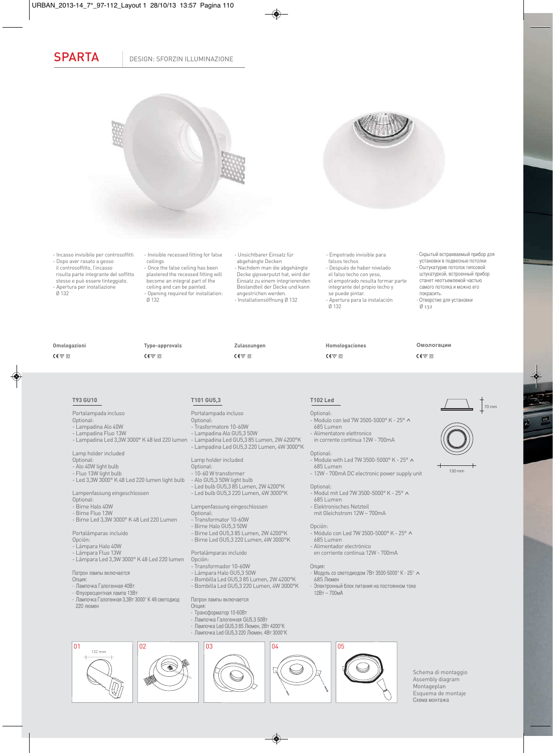# SPARTA

DESIGN: SFORZIN ILLUMINAZIONE

- Incasso invisibile per controsoffitti
- Dopo aver rasato a gesso il controsoffitto, l'incasso risulta parte integrante del soffitto stesso e può essere tinteggiato.
- Apertura per installazione Ø 132

- Invisible recessed fitting for false ceilings
- Once the false ceiling has been plastered the recessed fitting will become an integral part of the ceiling and can be painted.
- Opening required for installation: Ø 132

- Unsichtbarer Einsatz für abgehängte Decken
- Nachdem man die abgehängte Decke gipsverputzt hat, wird der Einsatz zu einem integrierenden Bestandteil der Decke und kann angestrichen werden.
- Installationsöffnung Ø 132

- Empotrado invisible para falsos techos
- Después de haber nivelado el falso techo con yeso, el empotrado resulta formar parte integrante del propio techo y se puede pintar.
- Apertura para la instalación Ø 132

- Скрытый встраиваемый прибор для установки в подвесные потолки
- Оштукатурив потолок гипсовой штукатуркой, встроенный прибор станет неотъемлемой частью самого потолка и можно его покрасить.
- Отверстие для установки Ø 132

**Omologazioni** CE ▽ ▣

**Type-approvals** CE ▽ ▣

**Zulassungen** CE ▽ ▣

**Homologaciones** CE ▽ ▣

**Омологации** CE ▽ ▣

### T93 GU10

Portalampada incluso
Optional:
- Lampadina Alo 40W
- Lampadina Fluo 13W
- Lampadina Led 3,3W 3000° K 48 led 220 lumen

Lamp holder included
Optional:
- Alo 40W light bulb
- Fluo 13W light bulb
- Led 3,3W 3000° K 48 Led 220 lumen light bulb

Lampenfassung eingeschlossen
Optional:
- Birne Halo 40W
- Birne Fluo 13W
- Birne Led 3,3W 3000° K 48 Led 220 Lumen

Portalámparas incluido
Opción:
- Lámpara Halo 40W
- Lámpara Fluo 13W
- Lámpara Led 3,3W 3000° K 48 Led 220 lumen

Патрон лампы включается
Опция:
- Лампочка Галогенная 40Вт
- Флуоресцентная лампа 13Вт
- Лампочка Галогенная 3,3Вт 3000° K 48 светодиод 220 люмен

### T101 GU5,3

Portalampada incluso
Optional:
- Trasformatore 10-60W
- Lampadina Alo GU5,3 50W
- Lampadina Led GU5,3 85 Lumen, 2W 4200°K
- Lampadina Led GU5,3 220 Lumen, 4W 3000°K

Lamp holder included
Optional:
- 10-60 W transformer
- Alo GU5,3 50W light bulb
- Led bulb GU5,3 85 Lumen, 2W 4200°K
- Led bulb GU5,3 220 Lumen, 4W 3000°K

Lampenfassung eingeschlossen
Optional:
- Transformator 10-60W
- Birne Halo GU5,3 50W
- Birne Led GU5,3 85 Lumen, 2W 4200°K
- Birne Led GU5,3 220 Lumen, 4W 3000°K

Portalámparas incluido
Opción:
- Transformador 10-60W
- Lámpara Halo GU5,3 50W
- Bombilla Led GU5,3 85 Lumen, 2W 4200°K
- Bombilla Led GU5,3 220 Lumen, 4W 3000°K

Патрон лампы включается
Опция:
- Трансформатор 10-60Вт
- Лампочка Галогенная GU5,3 50Вт
- Лампочка Led GU5,3 85 Люмен, 2Вт 4200°K
- Лампочка Led GU5,3 220 Люмен, 4Вт 3000°K

### T102 Led

Optional:
- Modulo con led 7W 3500-5000° K - 25° ∧ 685 Lumen
- Alimentatore elettronico in corrente continua 12W - 700mA

Optional:
- Module with Led 7W 3500-5000° K - 25° ∧ 685 Lumen
- 12W - 700mA DC electronic power supply unit

Optional:
- Modul mit Led 7W 3500-5000° K - 25° ∧ 685 Lumen
- Elektronisches Netzteil mit Gleichstrom 12W – 700mA

Opción:
- Módulo con Led 7W 3500-5000° K - 25° ∧ 685 Lumen
- Alimentador electrónico en corriente continua 12W - 700mA

Опция:
- Модуль со светодиодом 7Вт 3500-5000° K - 25° ∧ 685 Люмен
- Электронный блок питания на постоянном токе 12Вт – 700мА

70 mm

130 mm

01 132 mm

02

03

04

05

Schema di montaggio
Assembly diagram
Montageplan
Esquema de montaje
Схема монтажа